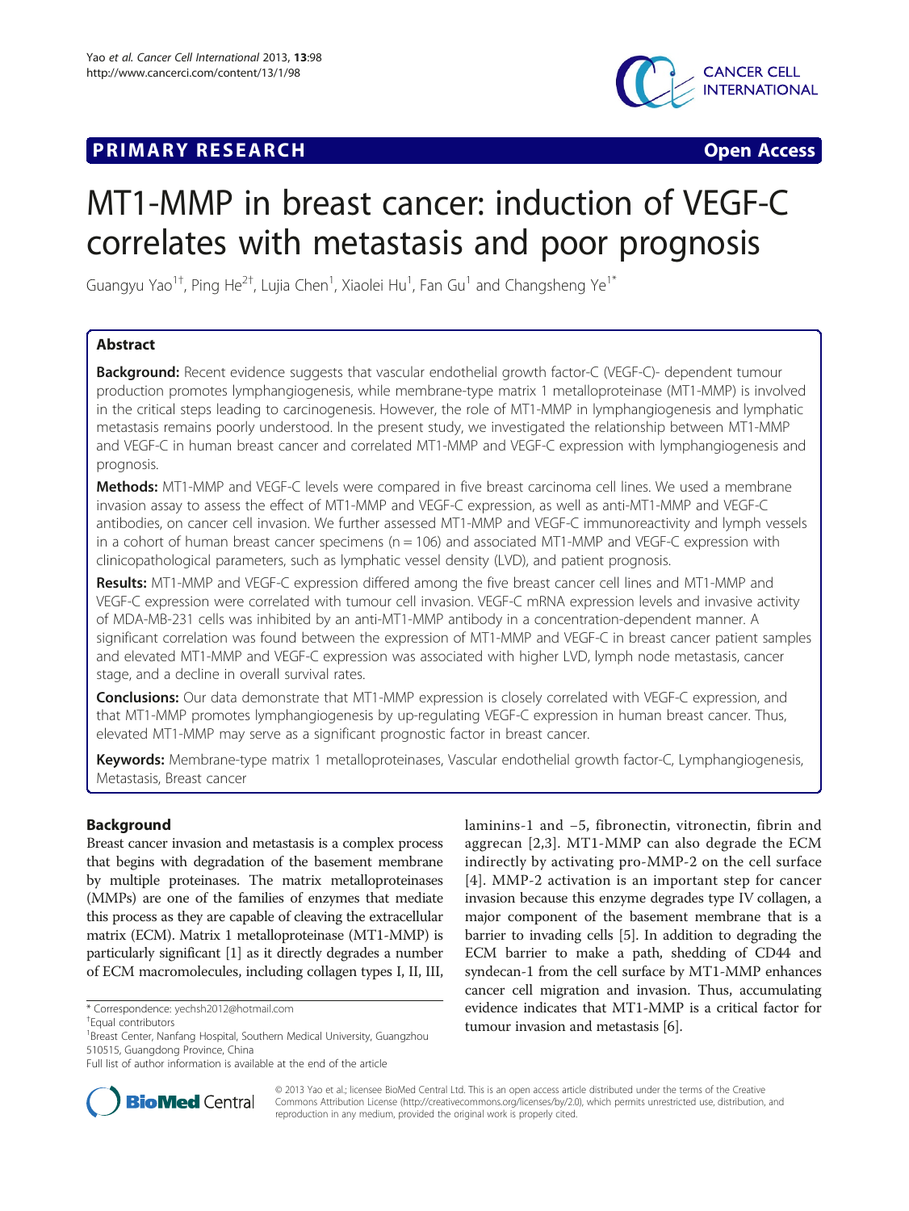**PRIMARY RESEARCH** **Open Access**

# MT1-MMP in breast cancer: induction of VEGF-C correlates with metastasis and poor prognosis

Guangyu Yao[1†], Ping He[2†], Lujia Chen[1], Xiaolei Hu[1], Fan Gu[1] and Changsheng Ye[1*]

## Abstract

**Background:** Recent evidence suggests that vascular endothelial growth factor-C (VEGF-C)- dependent tumour production promotes lymphangiogenesis, while membrane-type matrix 1 metalloproteinase (MT1-MMP) is involved in the critical steps leading to carcinogenesis. However, the role of MT1-MMP in lymphangiogenesis and lymphatic metastasis remains poorly understood. In the present study, we investigated the relationship between MT1-MMP and VEGF-C in human breast cancer and correlated MT1-MMP and VEGF-C expression with lymphangiogenesis and prognosis.

**Methods:** MT1-MMP and VEGF-C levels were compared in five breast carcinoma cell lines. We used a membrane invasion assay to assess the effect of MT1-MMP and VEGF-C expression, as well as anti-MT1-MMP and VEGF-C antibodies, on cancer cell invasion. We further assessed MT1-MMP and VEGF-C immunoreactivity and lymph vessels in a cohort of human breast cancer specimens (n = 106) and associated MT1-MMP and VEGF-C expression with clinicopathological parameters, such as lymphatic vessel density (LVD), and patient prognosis.

**Results:** MT1-MMP and VEGF-C expression differed among the five breast cancer cell lines and MT1-MMP and VEGF-C expression were correlated with tumour cell invasion. VEGF-C mRNA expression levels and invasive activity of MDA-MB-231 cells was inhibited by an anti-MT1-MMP antibody in a concentration-dependent manner. A significant correlation was found between the expression of MT1-MMP and VEGF-C in breast cancer patient samples and elevated MT1-MMP and VEGF-C expression was associated with higher LVD, lymph node metastasis, cancer stage, and a decline in overall survival rates.

**Conclusions:** Our data demonstrate that MT1-MMP expression is closely correlated with VEGF-C expression, and that MT1-MMP promotes lymphangiogenesis by up-regulating VEGF-C expression in human breast cancer. Thus, elevated MT1-MMP may serve as a significant prognostic factor in breast cancer.

**Keywords:** Membrane-type matrix 1 metalloproteinases, Vascular endothelial growth factor-C, Lymphangiogenesis, Metastasis, Breast cancer

## Background

Breast cancer invasion and metastasis is a complex process that begins with degradation of the basement membrane by multiple proteinases. The matrix metalloproteinases (MMPs) are one of the families of enzymes that mediate this process as they are capable of cleaving the extracellular matrix (ECM). Matrix 1 metalloproteinase (MT1-MMP) is particularly significant [1] as it directly degrades a number of ECM macromolecules, including collagen types I, II, III, laminins-1 and −5, fibronectin, vitronectin, fibrin and aggrecan [2,3]. MT1-MMP can also degrade the ECM indirectly by activating pro-MMP-2 on the cell surface [4]. MMP-2 activation is an important step for cancer invasion because this enzyme degrades type IV collagen, a major component of the basement membrane that is a barrier to invading cells [5]. In addition to degrading the ECM barrier to make a path, shedding of CD44 and syndecan-1 from the cell surface by MT1-MMP enhances cancer cell migration and invasion. Thus, accumulating evidence indicates that MT1-MMP is a critical factor for tumour invasion and metastasis [6].

\* Correspondence: yechsh2012@hotmail.com
†Equal contributors
[1]Breast Center, Nanfang Hospital, Southern Medical University, Guangzhou 510515, Guangdong Province, China
Full list of author information is available at the end of the article

© 2013 Yao et al.; licensee BioMed Central Ltd. This is an open access article distributed under the terms of the Creative Commons Attribution License (http://creativecommons.org/licenses/by/2.0), which permits unrestricted use, distribution, and reproduction in any medium, provided the original work is properly cited.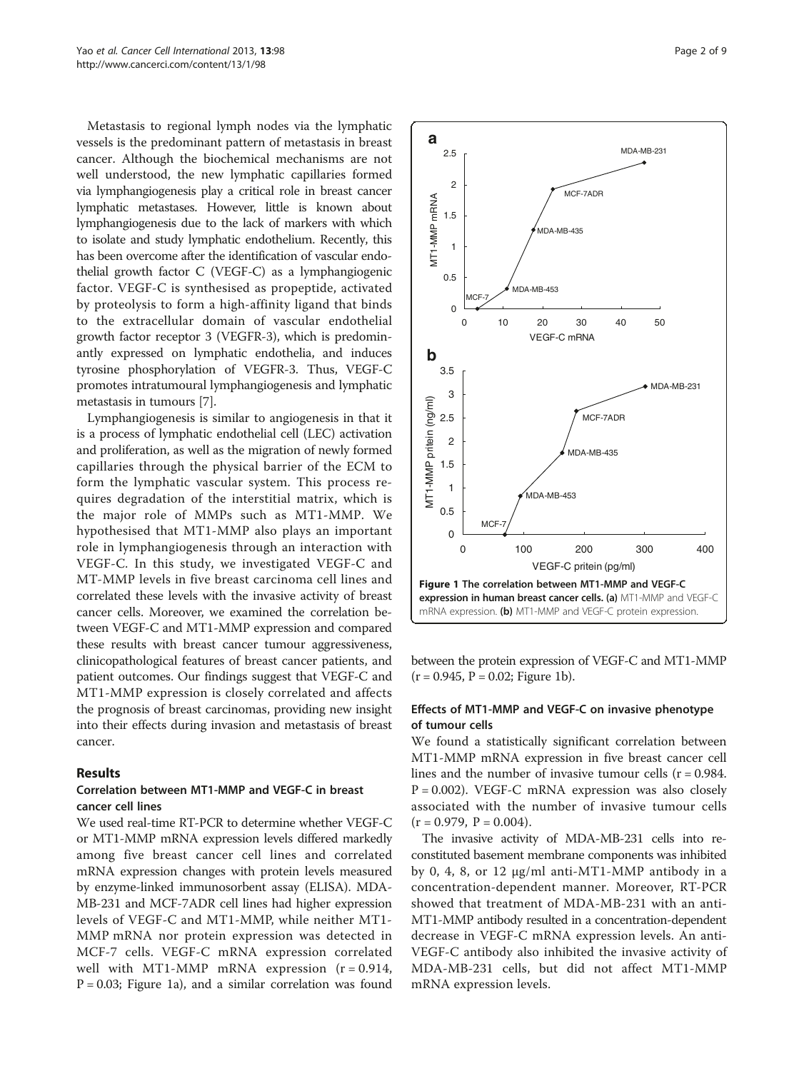Metastasis to regional lymph nodes via the lymphatic vessels is the predominant pattern of metastasis in breast cancer. Although the biochemical mechanisms are not well understood, the new lymphatic capillaries formed via lymphangiogenesis play a critical role in breast cancer lymphatic metastases. However, little is known about lymphangiogenesis due to the lack of markers with which to isolate and study lymphatic endothelium. Recently, this has been overcome after the identification of vascular endothelial growth factor C (VEGF-C) as a lymphangiogenic factor. VEGF-C is synthesised as propeptide, activated by proteolysis to form a high-affinity ligand that binds to the extracellular domain of vascular endothelial growth factor receptor 3 (VEGFR-3), which is predominantly expressed on lymphatic endothelia, and induces tyrosine phosphorylation of VEGFR-3. Thus, VEGF-C promotes intratumoural lymphangiogenesis and lymphatic metastasis in tumours [7].

Lymphangiogenesis is similar to angiogenesis in that it is a process of lymphatic endothelial cell (LEC) activation and proliferation, as well as the migration of newly formed capillaries through the physical barrier of the ECM to form the lymphatic vascular system. This process requires degradation of the interstitial matrix, which is the major role of MMPs such as MT1-MMP. We hypothesised that MT1-MMP also plays an important role in lymphangiogenesis through an interaction with VEGF-C. In this study, we investigated VEGF-C and MT-MMP levels in five breast carcinoma cell lines and correlated these levels with the invasive activity of breast cancer cells. Moreover, we examined the correlation between VEGF-C and MT1-MMP expression and compared these results with breast cancer tumour aggressiveness, clinicopathological features of breast cancer patients, and patient outcomes. Our findings suggest that VEGF-C and MT1-MMP expression is closely correlated and affects the prognosis of breast carcinomas, providing new insight into their effects during invasion and metastasis of breast cancer.

## Results

### Correlation between MT1-MMP and VEGF-C in breast cancer cell lines

We used real-time RT-PCR to determine whether VEGF-C or MT1-MMP mRNA expression levels differed markedly among five breast cancer cell lines and correlated mRNA expression changes with protein levels measured by enzyme-linked immunosorbent assay (ELISA). MDA-MB-231 and MCF-7ADR cell lines had higher expression levels of VEGF-C and MT1-MMP, while neither MT1-MMP mRNA nor protein expression was detected in MCF-7 cells. VEGF-C mRNA expression correlated well with MT1-MMP mRNA expression ($r = 0.914$, $P = 0.03$; Figure 1a), and a similar correlation was found between the protein expression of VEGF-C and MT1-MMP ($r = 0.945$, $P = 0.02$; Figure 1b).

**Figure 1 The correlation between MT1-MMP and VEGF-C expression in human breast cancer cells. (a)** MT1-MMP and VEGF-C mRNA expression. **(b)** MT1-MMP and VEGF-C protein expression.

### Effects of MT1-MMP and VEGF-C on invasive phenotype of tumour cells

We found a statistically significant correlation between MT1-MMP mRNA expression in five breast cancer cell lines and the number of invasive tumour cells ($r = 0.984$. $P = 0.002$). VEGF-C mRNA expression was also closely associated with the number of invasive tumour cells ($r = 0.979$, $P = 0.004$).

The invasive activity of MDA-MB-231 cells into reconstituted basement membrane components was inhibited by 0, 4, 8, or 12 μg/ml anti-MT1-MMP antibody in a concentration-dependent manner. Moreover, RT-PCR showed that treatment of MDA-MB-231 with an anti-MT1-MMP antibody resulted in a concentration-dependent decrease in VEGF-C mRNA expression levels. An anti-VEGF-C antibody also inhibited the invasive activity of MDA-MB-231 cells, but did not affect MT1-MMP mRNA expression levels.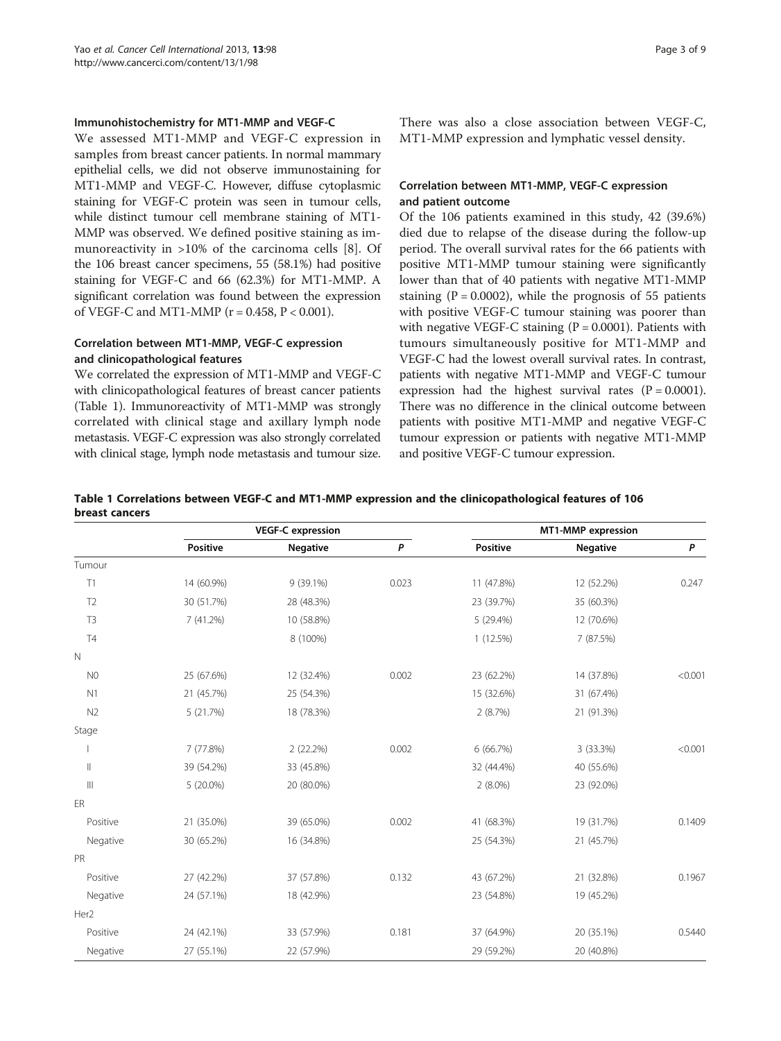### Immunohistochemistry for MT1-MMP and VEGF-C

We assessed MT1-MMP and VEGF-C expression in samples from breast cancer patients. In normal mammary epithelial cells, we did not observe immunostaining for MT1-MMP and VEGF-C. However, diffuse cytoplasmic staining for VEGF-C protein was seen in tumour cells, while distinct tumour cell membrane staining of MT1-MMP was observed. We defined positive staining as immunoreactivity in >10% of the carcinoma cells [8]. Of the 106 breast cancer specimens, 55 (58.1%) had positive staining for VEGF-C and 66 (62.3%) for MT1-MMP. A significant correlation was found between the expression of VEGF-C and MT1-MMP ($r = 0.458$, $P < 0.001$).

### Correlation between MT1-MMP, VEGF-C expression and clinicopathological features

We correlated the expression of MT1-MMP and VEGF-C with clinicopathological features of breast cancer patients (Table 1). Immunoreactivity of MT1-MMP was strongly correlated with clinical stage and axillary lymph node metastasis. VEGF-C expression was also strongly correlated with clinical stage, lymph node metastasis and tumour size. There was also a close association between VEGF-C, MT1-MMP expression and lymphatic vessel density.

### Correlation between MT1-MMP, VEGF-C expression and patient outcome

Of the 106 patients examined in this study, 42 (39.6%) died due to relapse of the disease during the follow-up period. The overall survival rates for the 66 patients with positive MT1-MMP tumour staining were significantly lower than that of 40 patients with negative MT1-MMP staining ($P = 0.0002$), while the prognosis of 55 patients with positive VEGF-C tumour staining was poorer than with negative VEGF-C staining ($P = 0.0001$). Patients with tumours simultaneously positive for MT1-MMP and VEGF-C had the lowest overall survival rates. In contrast, patients with negative MT1-MMP and VEGF-C tumour expression had the highest survival rates ($P = 0.0001$). There was no difference in the clinical outcome between patients with positive MT1-MMP and negative VEGF-C tumour expression or patients with negative MT1-MMP and positive VEGF-C tumour expression.

**Table 1 Correlations between VEGF-C and MT1-MMP expression and the clinicopathological features of 106 breast cancers**

| | VEGF-C expression | | | MT1-MMP expression | | |
|---|---|---|---|---|---|---|
| | Positive | Negative | *P* | Positive | Negative | *P* |
| Tumour | | | | | | |
| T1 | 14 (60.9%) | 9 (39.1%) | 0.023 | 11 (47.8%) | 12 (52.2%) | 0.247 |
| T2 | 30 (51.7%) | 28 (48.3%) | | 23 (39.7%) | 35 (60.3%) | |
| T3 | 7 (41.2%) | 10 (58.8%) | | 5 (29.4%) | 12 (70.6%) | |
| T4 | | 8 (100%) | | 1 (12.5%) | 7 (87.5%) | |
| N | | | | | | |
| N0 | 25 (67.6%) | 12 (32.4%) | 0.002 | 23 (62.2%) | 14 (37.8%) | <0.001 |
| N1 | 21 (45.7%) | 25 (54.3%) | | 15 (32.6%) | 31 (67.4%) | |
| N2 | 5 (21.7%) | 18 (78.3%) | | 2 (8.7%) | 21 (91.3%) | |
| Stage | | | | | | |
| I | 7 (77.8%) | 2 (22.2%) | 0.002 | 6 (66.7%) | 3 (33.3%) | <0.001 |
| II | 39 (54.2%) | 33 (45.8%) | | 32 (44.4%) | 40 (55.6%) | |
| III | 5 (20.0%) | 20 (80.0%) | | 2 (8.0%) | 23 (92.0%) | |
| ER | | | | | | |
| Positive | 21 (35.0%) | 39 (65.0%) | 0.002 | 41 (68.3%) | 19 (31.7%) | 0.1409 |
| Negative | 30 (65.2%) | 16 (34.8%) | | 25 (54.3%) | 21 (45.7%) | |
| PR | | | | | | |
| Positive | 27 (42.2%) | 37 (57.8%) | 0.132 | 43 (67.2%) | 21 (32.8%) | 0.1967 |
| Negative | 24 (57.1%) | 18 (42.9%) | | 23 (54.8%) | 19 (45.2%) | |
| Her2 | | | | | | |
| Positive | 24 (42.1%) | 33 (57.9%) | 0.181 | 37 (64.9%) | 20 (35.1%) | 0.5440 |
| Negative | 27 (55.1%) | 22 (57.9%) | | 29 (59.2%) | 20 (40.8%) | |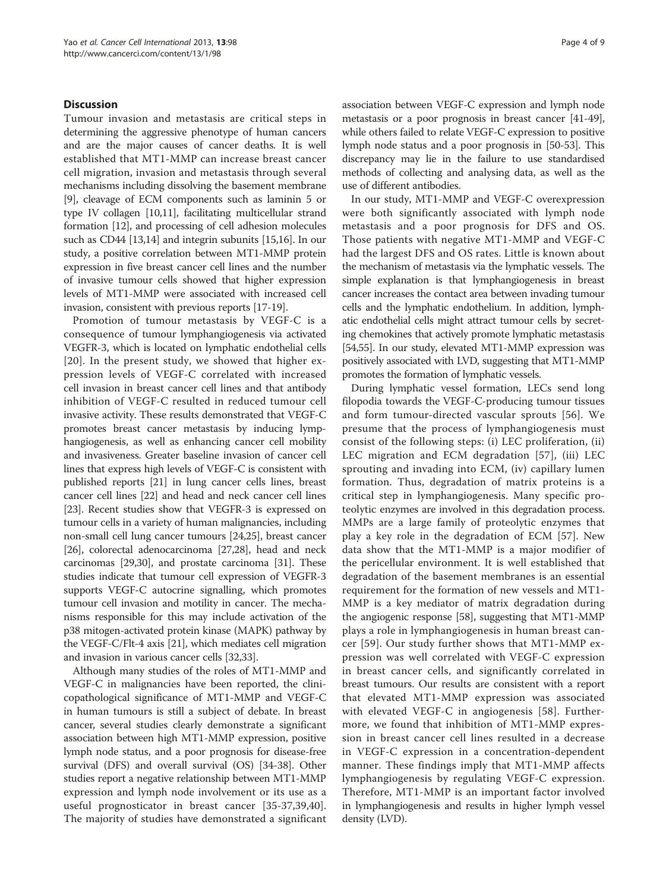## Discussion

Tumour invasion and metastasis are critical steps in determining the aggressive phenotype of human cancers and are the major causes of cancer deaths. It is well established that MT1-MMP can increase breast cancer cell migration, invasion and metastasis through several mechanisms including dissolving the basement membrane [9], cleavage of ECM components such as laminin 5 or type IV collagen [10,11], facilitating multicellular strand formation [12], and processing of cell adhesion molecules such as CD44 [13,14] and integrin subunits [15,16]. In our study, a positive correlation between MT1-MMP protein expression in five breast cancer cell lines and the number of invasive tumour cells showed that higher expression levels of MT1-MMP were associated with increased cell invasion, consistent with previous reports [17-19].

Promotion of tumour metastasis by VEGF-C is a consequence of tumour lymphangiogenesis via activated VEGFR-3, which is located on lymphatic endothelial cells [20]. In the present study, we showed that higher expression levels of VEGF-C correlated with increased cell invasion in breast cancer cell lines and that antibody inhibition of VEGF-C resulted in reduced tumour cell invasive activity. These results demonstrated that VEGF-C promotes breast cancer metastasis by inducing lymphangiogenesis, as well as enhancing cancer cell mobility and invasiveness. Greater baseline invasion of cancer cell lines that express high levels of VEGF-C is consistent with published reports [21] in lung cancer cells lines, breast cancer cell lines [22] and head and neck cancer cell lines [23]. Recent studies show that VEGFR-3 is expressed on tumour cells in a variety of human malignancies, including non-small cell lung cancer tumours [24,25], breast cancer [26], colorectal adenocarcinoma [27,28], head and neck carcinomas [29,30], and prostate carcinoma [31]. These studies indicate that tumour cell expression of VEGFR-3 supports VEGF-C autocrine signalling, which promotes tumour cell invasion and motility in cancer. The mechanisms responsible for this may include activation of the p38 mitogen-activated protein kinase (MAPK) pathway by the VEGF-C/Flt-4 axis [21], which mediates cell migration and invasion in various cancer cells [32,33].

Although many studies of the roles of MT1-MMP and VEGF-C in malignancies have been reported, the clinicopathological significance of MT1-MMP and VEGF-C in human tumours is still a subject of debate. In breast cancer, several studies clearly demonstrate a significant association between high MT1-MMP expression, positive lymph node status, and a poor prognosis for disease-free survival (DFS) and overall survival (OS) [34-38]. Other studies report a negative relationship between MT1-MMP expression and lymph node involvement or its use as a useful prognosticator in breast cancer [35-37,39,40]. The majority of studies have demonstrated a significant association between VEGF-C expression and lymph node metastasis or a poor prognosis in breast cancer [41-49], while others failed to relate VEGF-C expression to positive lymph node status and a poor prognosis in [50-53]. This discrepancy may lie in the failure to use standardised methods of collecting and analysing data, as well as the use of different antibodies.

In our study, MT1-MMP and VEGF-C overexpression were both significantly associated with lymph node metastasis and a poor prognosis for DFS and OS. Those patients with negative MT1-MMP and VEGF-C had the largest DFS and OS rates. Little is known about the mechanism of metastasis via the lymphatic vessels. The simple explanation is that lymphangiogenesis in breast cancer increases the contact area between invading tumour cells and the lymphatic endothelium. In addition, lymphatic endothelial cells might attract tumour cells by secreting chemokines that actively promote lymphatic metastasis [54,55]. In our study, elevated MT1-MMP expression was positively associated with LVD, suggesting that MT1-MMP promotes the formation of lymphatic vessels.

During lymphatic vessel formation, LECs send long filopodia towards the VEGF-C-producing tumour tissues and form tumour-directed vascular sprouts [56]. We presume that the process of lymphangiogenesis must consist of the following steps: (i) LEC proliferation, (ii) LEC migration and ECM degradation [57], (iii) LEC sprouting and invading into ECM, (iv) capillary lumen formation. Thus, degradation of matrix proteins is a critical step in lymphangiogenesis. Many specific proteolytic enzymes are involved in this degradation process. MMPs are a large family of proteolytic enzymes that play a key role in the degradation of ECM [57]. New data show that the MT1-MMP is a major modifier of the pericellular environment. It is well established that degradation of the basement membranes is an essential requirement for the formation of new vessels and MT1-MMP is a key mediator of matrix degradation during the angiogenic response [58], suggesting that MT1-MMP plays a role in lymphangiogenesis in human breast cancer [59]. Our study further shows that MT1-MMP expression was well correlated with VEGF-C expression in breast cancer cells, and significantly correlated in breast tumours. Our results are consistent with a report that elevated MT1-MMP expression was associated with elevated VEGF-C in angiogenesis [58]. Furthermore, we found that inhibition of MT1-MMP expression in breast cancer cell lines resulted in a decrease in VEGF-C expression in a concentration-dependent manner. These findings imply that MT1-MMP affects lymphangiogenesis by regulating VEGF-C expression. Therefore, MT1-MMP is an important factor involved in lymphangiogenesis and results in higher lymph vessel density (LVD).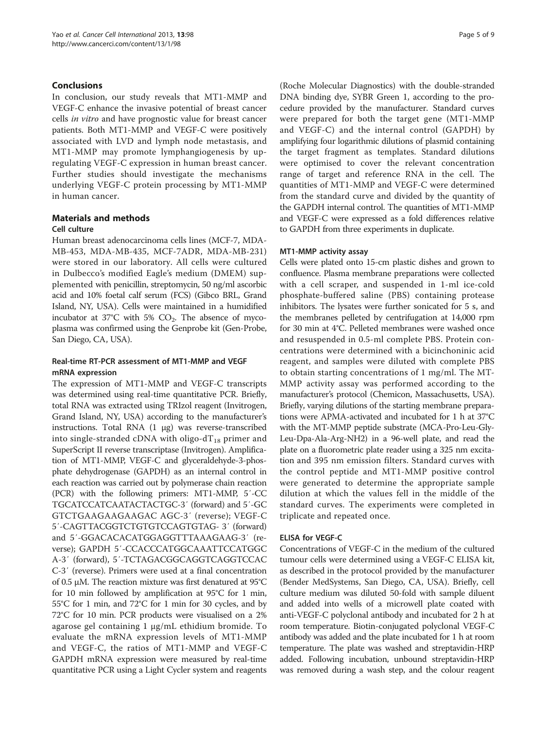## Conclusions

In conclusion, our study reveals that MT1-MMP and VEGF-C enhance the invasive potential of breast cancer cells *in vitro* and have prognostic value for breast cancer patients. Both MT1-MMP and VEGF-C were positively associated with LVD and lymph node metastasis, and MT1-MMP may promote lymphangiogenesis by up-regulating VEGF-C expression in human breast cancer. Further studies should investigate the mechanisms underlying VEGF-C protein processing by MT1-MMP in human cancer.

## Materials and methods

### Cell culture

Human breast adenocarcinoma cells lines (MCF-7, MDA-MB-453, MDA-MB-435, MCF-7ADR, MDA-MB-231) were stored in our laboratory. All cells were cultured in Dulbecco's modified Eagle's medium (DMEM) supplemented with penicillin, streptomycin, 50 ng/ml ascorbic acid and 10% foetal calf serum (FCS) (Gibco BRL, Grand Island, NY, USA). Cells were maintained in a humidified incubator at 37°C with 5% $CO_2$. The absence of mycoplasma was confirmed using the Genprobe kit (Gen-Probe, San Diego, CA, USA).

### Real-time RT-PCR assessment of MT1-MMP and VEGF mRNA expression

The expression of MT1-MMP and VEGF-C transcripts was determined using real-time quantitative PCR. Briefly, total RNA was extracted using TRIzol reagent (Invitrogen, Grand Island, NY, USA) according to the manufacturer's instructions. Total RNA (1 μg) was reverse-transcribed into single-stranded cDNA with oligo-$dT_{18}$ primer and SuperScript II reverse transcriptase (Invitrogen). Amplification of MT1-MMP, VEGF-C and glyceraldehyde-3-phosphate dehydrogenase (GAPDH) as an internal control in each reaction was carried out by polymerase chain reaction (PCR) with the following primers: MT1-MMP, 5′-CCTGCATCCATCAATACTACTGC-3′ (forward) and 5′-GCGTCTGAAGAAGAAGAC AGC-3′ (reverse); VEGF-C 5′-CAGTTACGGTCTGTGTCCAGTGTAG- 3′ (forward) and 5′-GGACACACATGGAGGTTTAAAGAAG-3′ (reverse); GAPDH 5′-CCACCCATGGCAAATTCCATGGCA-3′ (forward), 5′-TCTAGACGGCAGGTCAGGTCCACC-3′ (reverse). Primers were used at a final concentration of 0.5 μM. The reaction mixture was first denatured at 95°C for 10 min followed by amplification at 95°C for 1 min, 55°C for 1 min, and 72°C for 1 min for 30 cycles, and by 72°C for 10 min. PCR products were visualised on a 2% agarose gel containing 1 μg/mL ethidium bromide. To evaluate the mRNA expression levels of MT1-MMP and VEGF-C, the ratios of MT1-MMP and VEGF-C GAPDH mRNA expression were measured by real-time quantitative PCR using a Light Cycler system and reagents (Roche Molecular Diagnostics) with the double-stranded DNA binding dye, SYBR Green 1, according to the procedure provided by the manufacturer. Standard curves were prepared for both the target gene (MT1-MMP and VEGF-C) and the internal control (GAPDH) by amplifying four logarithmic dilutions of plasmid containing the target fragment as templates. Standard dilutions were optimised to cover the relevant concentration range of target and reference RNA in the cell. The quantities of MT1-MMP and VEGF-C were determined from the standard curve and divided by the quantity of the GAPDH internal control. The quantities of MT1-MMP and VEGF-C were expressed as a fold differences relative to GAPDH from three experiments in duplicate.

### MT1-MMP activity assay

Cells were plated onto 15-cm plastic dishes and grown to confluence. Plasma membrane preparations were collected with a cell scraper, and suspended in 1-ml ice-cold phosphate-buffered saline (PBS) containing protease inhibitors. The lysates were further sonicated for 5 s, and the membranes pelleted by centrifugation at 14,000 rpm for 30 min at 4°C. Pelleted membranes were washed once and resuspended in 0.5-ml complete PBS. Protein concentrations were determined with a bicinchoninic acid reagent, and samples were diluted with complete PBS to obtain starting concentrations of 1 mg/ml. The MT-MMP activity assay was performed according to the manufacturer's protocol (Chemicon, Massachusetts, USA). Briefly, varying dilutions of the starting membrane preparations were APMA-activated and incubated for 1 h at 37°C with the MT-MMP peptide substrate (MCA-Pro-Leu-Gly-Leu-Dpa-Ala-Arg-NH2) in a 96-well plate, and read the plate on a fluorometric plate reader using a 325 nm excitation and 395 nm emission filters. Standard curves with the control peptide and MT1-MMP positive control were generated to determine the appropriate sample dilution at which the values fell in the middle of the standard curves. The experiments were completed in triplicate and repeated once.

### ELISA for VEGF-C

Concentrations of VEGF-C in the medium of the cultured tumour cells were determined using a VEGF-C ELISA kit, as described in the protocol provided by the manufacturer (Bender MedSystems, San Diego, CA, USA). Briefly, cell culture medium was diluted 50-fold with sample diluent and added into wells of a microwell plate coated with anti-VEGF-C polyclonal antibody and incubated for 2 h at room temperature. Biotin-conjugated polyclonal VEGF-C antibody was added and the plate incubated for 1 h at room temperature. The plate was washed and streptavidin-HRP added. Following incubation, unbound streptavidin-HRP was removed during a wash step, and the colour reagent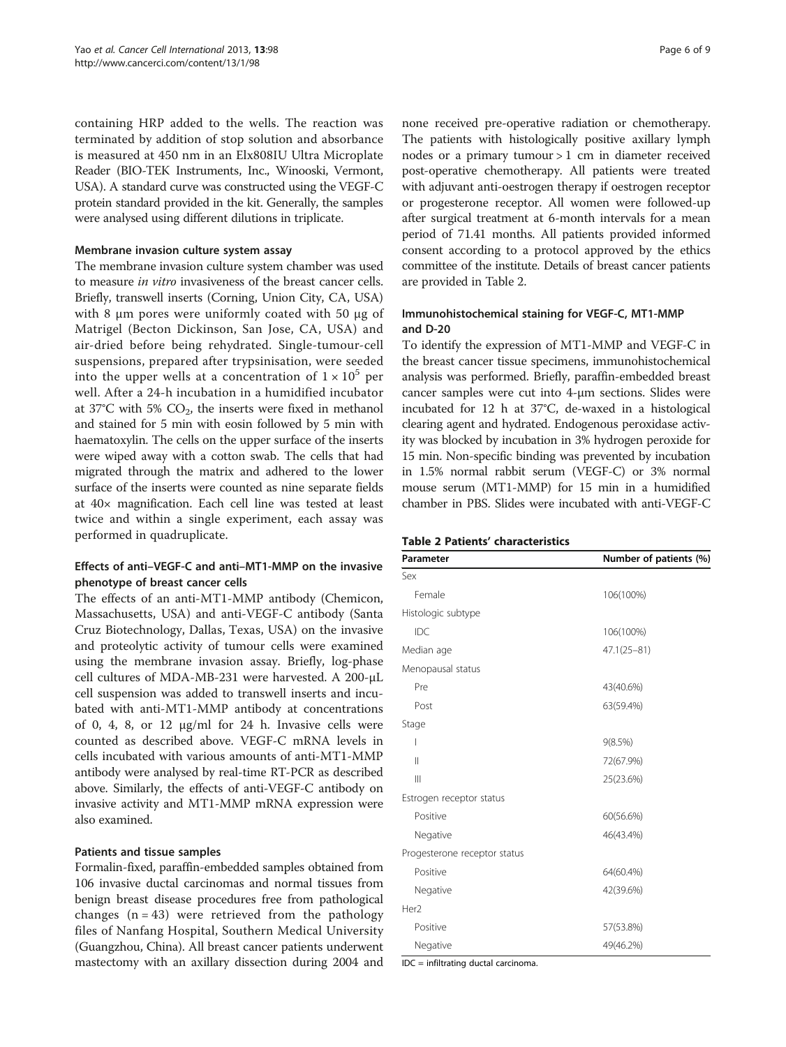containing HRP added to the wells. The reaction was terminated by addition of stop solution and absorbance is measured at 450 nm in an Elx808IU Ultra Microplate Reader (BIO-TEK Instruments, Inc., Winooski, Vermont, USA). A standard curve was constructed using the VEGF-C protein standard provided in the kit. Generally, the samples were analysed using different dilutions in triplicate.

#### Membrane invasion culture system assay

The membrane invasion culture system chamber was used to measure *in vitro* invasiveness of the breast cancer cells. Briefly, transwell inserts (Corning, Union City, CA, USA) with 8 μm pores were uniformly coated with 50 μg of Matrigel (Becton Dickinson, San Jose, CA, USA) and air-dried before being rehydrated. Single-tumour-cell suspensions, prepared after trypsinisation, were seeded into the upper wells at a concentration of $1 \times 10^5$ per well. After a 24-h incubation in a humidified incubator at 37°C with 5% $CO_2$, the inserts were fixed in methanol and stained for 5 min with eosin followed by 5 min with haematoxylin. The cells on the upper surface of the inserts were wiped away with a cotton swab. The cells that had migrated through the matrix and adhered to the lower surface of the inserts were counted as nine separate fields at 40× magnification. Each cell line was tested at least twice and within a single experiment, each assay was performed in quadruplicate.

#### Effects of anti–VEGF-C and anti–MT1-MMP on the invasive phenotype of breast cancer cells

The effects of an anti-MT1-MMP antibody (Chemicon, Massachusetts, USA) and anti-VEGF-C antibody (Santa Cruz Biotechnology, Dallas, Texas, USA) on the invasive and proteolytic activity of tumour cells were examined using the membrane invasion assay. Briefly, log-phase cell cultures of MDA-MB-231 were harvested. A 200-μL cell suspension was added to transwell inserts and incubated with anti-MT1-MMP antibody at concentrations of 0, 4, 8, or 12 μg/ml for 24 h. Invasive cells were counted as described above. VEGF-C mRNA levels in cells incubated with various amounts of anti-MT1-MMP antibody were analysed by real-time RT-PCR as described above. Similarly, the effects of anti-VEGF-C antibody on invasive activity and MT1-MMP mRNA expression were also examined.

#### Patients and tissue samples

Formalin-fixed, paraffin-embedded samples obtained from 106 invasive ductal carcinomas and normal tissues from benign breast disease procedures free from pathological changes (n = 43) were retrieved from the pathology files of Nanfang Hospital, Southern Medical University (Guangzhou, China). All breast cancer patients underwent mastectomy with an axillary dissection during 2004 and none received pre-operative radiation or chemotherapy. The patients with histologically positive axillary lymph nodes or a primary tumour > 1 cm in diameter received post-operative chemotherapy. All patients were treated with adjuvant anti-oestrogen therapy if oestrogen receptor or progesterone receptor. All women were followed-up after surgical treatment at 6-month intervals for a mean period of 71.41 months. All patients provided informed consent according to a protocol approved by the ethics committee of the institute. Details of breast cancer patients are provided in Table 2.

#### Immunohistochemical staining for VEGF-C, MT1-MMP and D-20

To identify the expression of MT1-MMP and VEGF-C in the breast cancer tissue specimens, immunohistochemical analysis was performed. Briefly, paraffin-embedded breast cancer samples were cut into 4-μm sections. Slides were incubated for 12 h at 37°C, de-waxed in a histological clearing agent and hydrated. Endogenous peroxidase activity was blocked by incubation in 3% hydrogen peroxide for 15 min. Non-specific binding was prevented by incubation in 1.5% normal rabbit serum (VEGF-C) or 3% normal mouse serum (MT1-MMP) for 15 min in a humidified chamber in PBS. Slides were incubated with anti-VEGF-C

**Table 2 Patients' characteristics**

| Parameter | Number of patients (%) |
|---|---|
| Sex | |
| Female | 106(100%) |
| Histologic subtype | |
| IDC | 106(100%) |
| Median age | 47.1(25–81) |
| Menopausal status | |
| Pre | 43(40.6%) |
| Post | 63(59.4%) |
| Stage | |
| I | 9(8.5%) |
| II | 72(67.9%) |
| III | 25(23.6%) |
| Estrogen receptor status | |
| Positive | 60(56.6%) |
| Negative | 46(43.4%) |
| Progesterone receptor status | |
| Positive | 64(60.4%) |
| Negative | 42(39.6%) |
| Her2 | |
| Positive | 57(53.8%) |
| Negative | 49(46.2%) |

IDC = infiltrating ductal carcinoma.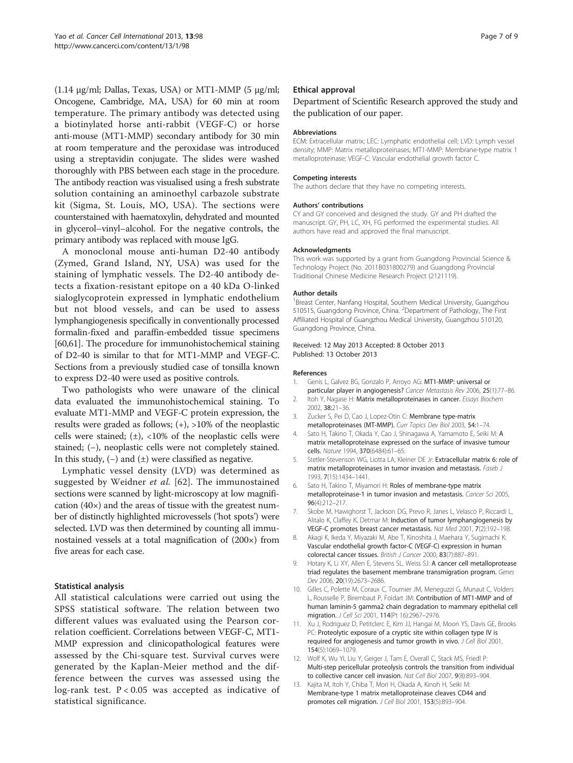(1.14 μg/ml; Dallas, Texas, USA) or MT1-MMP (5 μg/ml; Oncogene, Cambridge, MA, USA) for 60 min at room temperature. The primary antibody was detected using a biotinylated horse anti-rabbit (VEGF-C) or horse anti-mouse (MT1-MMP) secondary antibody for 30 min at room temperature and the peroxidase was introduced using a streptavidin conjugate. The slides were washed thoroughly with PBS between each stage in the procedure. The antibody reaction was visualised using a fresh substrate solution containing an aminoethyl carbazole substrate kit (Sigma, St. Louis, MO, USA). The sections were counterstained with haematoxylin, dehydrated and mounted in glycerol–vinyl–alcohol. For the negative controls, the primary antibody was replaced with mouse IgG.

A monoclonal mouse anti-human D2-40 antibody (Zymed, Grand Island, NY, USA) was used for the staining of lymphatic vessels. The D2-40 antibody detects a fixation-resistant epitope on a 40 kDa O-linked sialoglycoprotein expressed in lymphatic endothelium but not blood vessels, and can be used to assess lymphangiogenesis specifically in conventionally processed formalin-fixed and paraffin-embedded tissue specimens [60,61]. The procedure for immunohistochemical staining of D2-40 is similar to that for MT1-MMP and VEGF-C. Sections from a previously studied case of tonsilla known to express D2-40 were used as positive controls.

Two pathologists who were unaware of the clinical data evaluated the immunohistochemical staining. To evaluate MT1-MMP and VEGF-C protein expression, the results were graded as follows; (+), >10% of the neoplastic cells were stained; (±), <10% of the neoplastic cells were stained; (−), neoplastic cells were not completely stained. In this study, (−) and (±) were classified as negative.

Lymphatic vessel density (LVD) was determined as suggested by Weidner *et al.* [62]. The immunostained sections were scanned by light-microscopy at low magnification (40×) and the areas of tissue with the greatest number of distinctly highlighted microvessels ('hot spots') were selected. LVD was then determined by counting all immunostained vessels at a total magnification of (200×) from five areas for each case.

### Statistical analysis

All statistical calculations were carried out using the SPSS statistical software. The relation between two different values was evaluated using the Pearson correlation coefficient. Correlations between VEGF-C, MT1-MMP expression and clinicopathological features were assessed by the Chi-square test. Survival curves were generated by the Kaplan-Meier method and the difference between the curves was assessed using the log-rank test. $P < 0.05$ was accepted as indicative of statistical significance.

### Ethical approval

Department of Scientific Research approved the study and the publication of our paper.

#### Abbreviations

ECM: Extracellular matrix; LEC: Lymphatic endothelial cell; LVD: Lymph vessel density; MMP: Matrix metalloproteinases; MT1-MMP: Membrane-type matrix 1 metalloproteinase; VEGF-C: Vascular endothelial growth factor C.

#### Competing interests

The authors declare that they have no competing interests.

#### Authors' contributions

CY and GY conceived and designed the study. GY and PH drafted the manuscript. GY, PH, LC, XH, FG performed the experimental studies. All authors have read and approved the final manuscript.

#### Acknowledgments

This work was supported by a grant from Guangdong Provincial Science & Technology Project (No. 2011B031800279) and Guangdong Provincial Traditional Chinese Medicine Research Project (2121119).

#### Author details

[1]Breast Center, Nanfang Hospital, Southern Medical University, Guangzhou 510515, Guangdong Province, China. [2]Department of Pathology, The First Affiliated Hospital of Guangzhou Medical University, Guangzhou 510120, Guangdong Province, China.

Received: 12 May 2013 Accepted: 8 October 2013
Published: 13 October 2013

#### References

1. Genis L, Galvez BG, Gonzalo P, Arroyo AG: **MT1-MMP: universal or particular player in angiogenesis?** *Cancer Metastasis Rev* 2006, **25**(1):77–86.
2. Itoh Y, Nagase H: **Matrix metalloproteinases in cancer.** *Essays Biochem* 2002, **38:**21–36.
3. Zucker S, Pei D, Cao J, Lopez-Otin C: **Membrane type-matrix metalloproteinases (MT-MMP).** *Curr Topics Dev Biol* 2003, **54:**1–74.
4. Sato H, Takino T, Okada Y, Cao J, Shinagawa A, Yamamoto E, Seiki M: **A matrix metalloproteinase expressed on the surface of invasive tumour cells.** *Nature* 1994, **370**(6484):61–65.
5. Stetler-Stevenson WG, Liotta LA, Kleiner DE Jr: **Extracellular matrix 6: role of matrix metalloproteinases in tumor invasion and metastasis.** *Faseb J* 1993, **7**(15):1434–1441.
6. Sato H, Takino T, Miyamori H: **Roles of membrane-type matrix metalloproteinase-1 in tumor invasion and metastasis.** *Cancer Sci* 2005, **96**(4):212–217.
7. Skobe M, Hawighorst T, Jackson DG, Prevo R, Janes L, Velasco P, Riccardi L, Alitalo K, Claffey K, Detmar M: **Induction of tumor lymphangiogenesis by VEGF-C promotes breast cancer metastasis.** *Nat Med* 2001, **7**(2):192–198.
8. Akagi K, Ikeda Y, Miyazaki M, Abe T, Kinoshita J, Maehara Y, Sugimachi K: **Vascular endothelial growth factor-C (VEGF-C) expression in human colorectal cancer tissues.** *British J Cancer* 2000, **83**(7):887–891.
9. Hotary K, Li XY, Allen E, Stevens SL, Weiss SJ: **A cancer cell metalloprotease triad regulates the basement membrane transmigration program.** *Genes Dev* 2006, **20**(19):2673–2686.
10. Gilles C, Polette M, Coraux C, Tournier JM, Meneguzzi G, Munaut C, Volders L, Rousselle P, Birembaut P, Foidart JM: **Contribution of MT1-MMP and of human laminin-5 gamma2 chain degradation to mammary epithelial cell migration.** *J Cell Sci* 2001, **114**(Pt 16):2967–2976.
11. Xu J, Rodriguez D, Petitclerc E, Kim JJ, Hangai M, Moon YS, Davis GE, Brooks PC: **Proteolytic exposure of a cryptic site within collagen type IV is required for angiogenesis and tumor growth in vivo.** *J Cell Biol* 2001, **154**(5):1069–1079.
12. Wolf K, Wu YI, Liu Y, Geiger J, Tam E, Overall C, Stack MS, Friedl P: **Multi-step pericellular proteolysis controls the transition from individual to collective cancer cell invasion.** *Nat Cell Biol* 2007, **9**(8):893–904.
13. Kajita M, Itoh Y, Chiba T, Mori H, Okada A, Kinoh H, Seiki M: **Membrane-type 1 matrix metalloproteinase cleaves CD44 and promotes cell migration.** *J Cell Biol* 2001, **153**(5):893–904.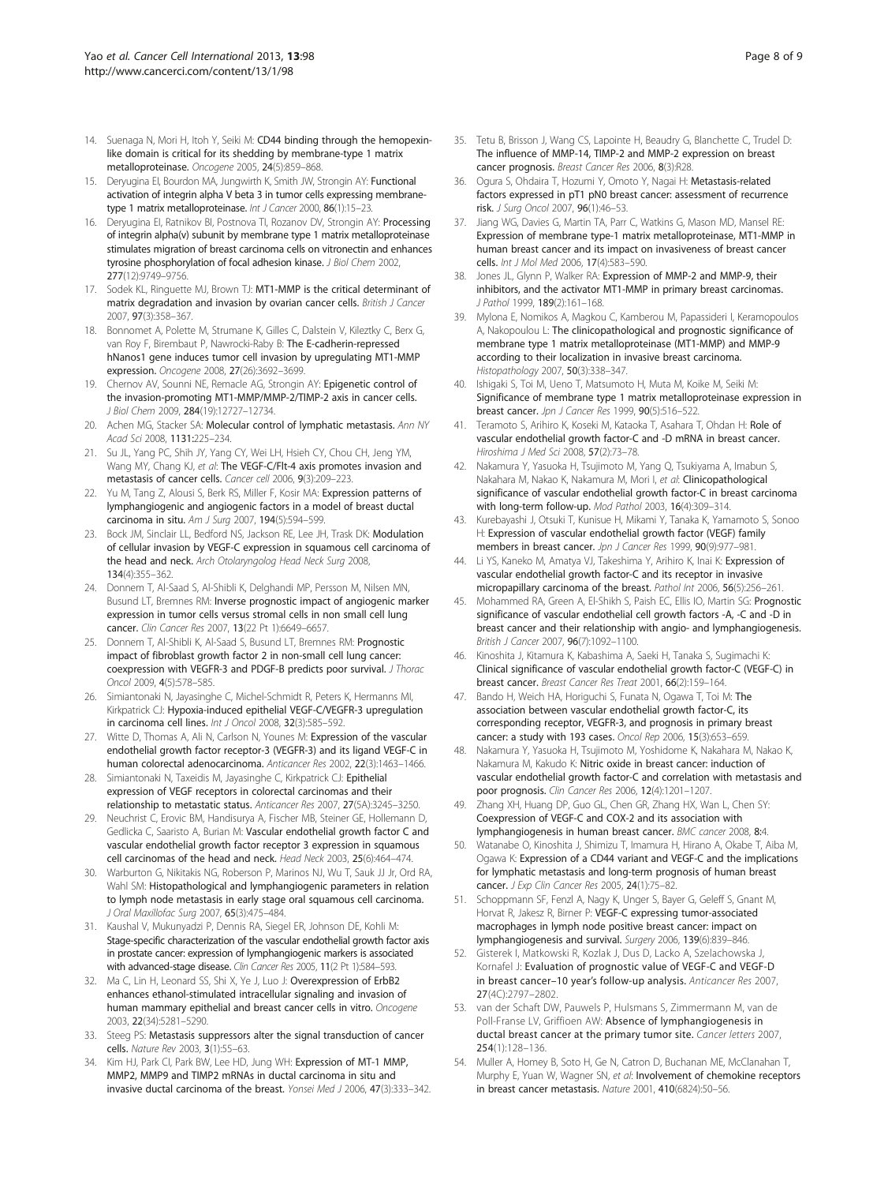14. Suenaga N, Mori H, Itoh Y, Seiki M: CD44 binding through the hemopexin-like domain is critical for its shedding by membrane-type 1 matrix metalloproteinase. *Oncogene* 2005, 24(5):859–868.
15. Deryugina EI, Bourdon MA, Jungwirth K, Smith JW, Strongin AY: Functional activation of integrin alpha V beta 3 in tumor cells expressing membrane-type 1 matrix metalloproteinase. *Int J Cancer* 2000, 86(1):15–23.
16. Deryugina EI, Ratnikov BI, Postnova TI, Rozanov DV, Strongin AY: Processing of integrin alpha(v) subunit by membrane type 1 matrix metalloproteinase stimulates migration of breast carcinoma cells on vitronectin and enhances tyrosine phosphorylation of focal adhesion kinase. *J Biol Chem* 2002, 277(12):9749–9756.
17. Sodek KL, Ringuette MJ, Brown TJ: MT1-MMP is the critical determinant of matrix degradation and invasion by ovarian cancer cells. *British J Cancer* 2007, 97(3):358–367.
18. Bonnomet A, Polette M, Strumane K, Gilles C, Dalstein V, Kileztky C, Berx G, van Roy F, Birembaut P, Nawrocki-Raby B: The E-cadherin-repressed hNanos1 gene induces tumor cell invasion by upregulating MT1-MMP expression. *Oncogene* 2008, 27(26):3692–3699.
19. Chernov AV, Sounni NE, Remacle AG, Strongin AY: Epigenetic control of the invasion-promoting MT1-MMP/MMP-2/TIMP-2 axis in cancer cells. *J Biol Chem* 2009, 284(19):12727–12734.
20. Achen MG, Stacker SA: Molecular control of lymphatic metastasis. *Ann NY Acad Sci* 2008, 1131:225–234.
21. Su JL, Yang PC, Shih JY, Yang CY, Wei LH, Hsieh CY, Chou CH, Jeng YM, Wang MY, Chang KJ, *et al*: The VEGF-C/Flt-4 axis promotes invasion and metastasis of cancer cells. *Cancer cell* 2006, 9(3):209–223.
22. Yu M, Tang Z, Alousi S, Berk RS, Miller F, Kosir MA: Expression patterns of lymphangiogenic and angiogenic factors in a model of breast ductal carcinoma in situ. *Am J Surg* 2007, 194(5):594–599.
23. Bock JM, Sinclair LL, Bedford NS, Jackson RE, Lee JH, Trask DK: Modulation of cellular invasion by VEGF-C expression in squamous cell carcinoma of the head and neck. *Arch Otolaryngolog Head Neck Surg* 2008, 134(4):355–362.
24. Donnem T, Al-Saad S, Al-Shibli K, Delghandi MP, Persson M, Nilsen MN, Busund LT, Bremnes RM: Inverse prognostic impact of angiogenic marker expression in tumor cells versus stromal cells in non small cell lung cancer. *Clin Cancer Res* 2007, 13(22 Pt 1):6649–6657.
25. Donnem T, Al-Shibli K, Al-Saad S, Busund LT, Bremnes RM: Prognostic impact of fibroblast growth factor 2 in non-small cell lung cancer: coexpression with VEGFR-3 and PDGF-B predicts poor survival. *J Thorac Oncol* 2009, 4(5):578–585.
26. Simiantonaki N, Jayasinghe C, Michel-Schmidt R, Peters K, Hermanns MI, Kirkpatrick CJ: Hypoxia-induced epithelial VEGF-C/VEGFR-3 upregulation in carcinoma cell lines. *Int J Oncol* 2008, 32(3):585–592.
27. Witte D, Thomas A, Ali N, Carlson N, Younes M: Expression of the vascular endothelial growth factor receptor-3 (VEGFR-3) and its ligand VEGF-C in human colorectal adenocarcinoma. *Anticancer Res* 2002, 22(3):1463–1466.
28. Simiantonaki N, Taxeidis M, Jayasinghe C, Kirkpatrick CJ: Epithelial expression of VEGF receptors in colorectal carcinomas and their relationship to metastatic status. *Anticancer Res* 2007, 27(5A):3245–3250.
29. Neuchrist C, Erovic BM, Handisurya A, Fischer MB, Steiner GE, Hollemann D, Gedlicka C, Saaristo A, Burian M: Vascular endothelial growth factor C and vascular endothelial growth factor receptor 3 expression in squamous cell carcinomas of the head and neck. *Head Neck* 2003, 25(6):464–474.
30. Warburton G, Nikitakis NG, Roberson P, Marinos NJ, Wu T, Sauk JJ Jr, Ord RA, Wahl SM: Histopathological and lymphangiogenic parameters in relation to lymph node metastasis in early stage oral squamous cell carcinoma. *J Oral Maxillofac Surg* 2007, 65(3):475–484.
31. Kaushal V, Mukunyadzi P, Dennis RA, Siegel ER, Johnson DE, Kohli M: Stage-specific characterization of the vascular endothelial growth factor axis in prostate cancer: expression of lymphangiogenic markers is associated with advanced-stage disease. *Clin Cancer Res* 2005, 11(2 Pt 1):584–593.
32. Ma C, Lin H, Leonard SS, Shi X, Ye J, Luo J: Overexpression of ErbB2 enhances ethanol-stimulated intracellular signaling and invasion of human mammary epithelial and breast cancer cells in vitro. *Oncogene* 2003, 22(34):5281–5290.
33. Steeg PS: Metastasis suppressors alter the signal transduction of cancer cells. *Nature Rev* 2003, 3(1):55–63.
34. Kim HJ, Park CI, Park BW, Lee HD, Jung WH: Expression of MT-1 MMP, MMP2, MMP9 and TIMP2 mRNAs in ductal carcinoma in situ and invasive ductal carcinoma of the breast. *Yonsei Med J* 2006, 47(3):333–342.
35. Tetu B, Brisson J, Wang CS, Lapointe H, Beaudry G, Blanchette C, Trudel D: The influence of MMP-14, TIMP-2 and MMP-2 expression on breast cancer prognosis. *Breast Cancer Res* 2006, 8(3):R28.
36. Ogura S, Ohdaira T, Hozumi Y, Omoto Y, Nagai H: Metastasis-related factors expressed in pT1 pN0 breast cancer: assessment of recurrence risk. *J Surg Oncol* 2007, 96(1):46–53.
37. Jiang WG, Davies G, Martin TA, Parr C, Watkins G, Mason MD, Mansel RE: Expression of membrane type-1 matrix metalloproteinase, MT1-MMP in human breast cancer and its impact on invasiveness of breast cancer cells. *Int J Mol Med* 2006, 17(4):583–590.
38. Jones JL, Glynn P, Walker RA: Expression of MMP-2 and MMP-9, their inhibitors, and the activator MT1-MMP in primary breast carcinomas. *J Pathol* 1999, 189(2):161–168.
39. Mylona E, Nomikos A, Magkou C, Kamberou M, Papassideri I, Keramopoulos A, Nakopoulou L: The clinicopathological and prognostic significance of membrane type 1 matrix metalloproteinase (MT1-MMP) and MMP-9 according to their localization in invasive breast carcinoma. *Histopathology* 2007, 50(3):338–347.
40. Ishigaki S, Toi M, Ueno T, Matsumoto H, Muta M, Koike M, Seiki M: Significance of membrane type 1 matrix metalloproteinase expression in breast cancer. *Jpn J Cancer Res* 1999, 90(5):516–522.
41. Teramoto S, Arihiro K, Koseki M, Kataoka T, Asahara T, Ohdan H: Role of vascular endothelial growth factor-C and -D mRNA in breast cancer. *Hiroshima J Med Sci* 2008, 57(2):73–78.
42. Nakamura Y, Yasuoka H, Tsujimoto M, Yang Q, Tsukiyama A, Imabun S, Nakahara M, Nakao K, Nakamura M, Mori I, *et al*: Clinicopathological significance of vascular endothelial growth factor-C in breast carcinoma with long-term follow-up. *Mod Pathol* 2003, 16(4):309–314.
43. Kurebayashi J, Otsuki T, Kunisue H, Mikami Y, Tanaka K, Yamamoto S, Sonoo H: Expression of vascular endothelial growth factor (VEGF) family members in breast cancer. *Jpn J Cancer Res* 1999, 90(9):977–981.
44. Li YS, Kaneko M, Amatya VJ, Takeshima Y, Arihiro K, Inai K: Expression of vascular endothelial growth factor-C and its receptor in invasive micropapillary carcinoma of the breast. *Pathol Int* 2006, 56(5):256–261.
45. Mohammed RA, Green A, El-Shikh S, Paish EC, Ellis IO, Martin SG: Prognostic significance of vascular endothelial cell growth factors -A, -C and -D in breast cancer and their relationship with angio- and lymphangiogenesis. *British J Cancer* 2007, 96(7):1092–1100.
46. Kinoshita J, Kitamura K, Kabashima A, Saeki H, Tanaka S, Sugimachi K: Clinical significance of vascular endothelial growth factor-C (VEGF-C) in breast cancer. *Breast Cancer Res Treat* 2001, 66(2):159–164.
47. Bando H, Weich HA, Horiguchi S, Funata N, Ogawa T, Toi M: The association between vascular endothelial growth factor-C, its corresponding receptor, VEGFR-3, and prognosis in primary breast cancer: a study with 193 cases. *Oncol Rep* 2006, 15(3):653–659.
48. Nakamura Y, Yasuoka H, Tsujimoto M, Yoshidome K, Nakahara M, Nakao K, Nakamura M, Kakudo K: Nitric oxide in breast cancer: induction of vascular endothelial growth factor-C and correlation with metastasis and poor prognosis. *Clin Cancer Res* 2006, 12(4):1201–1207.
49. Zhang XH, Huang DP, Guo GL, Chen GR, Zhang HX, Wan L, Chen SY: Coexpression of VEGF-C and COX-2 and its association with lymphangiogenesis in human breast cancer. *BMC cancer* 2008, 8:4.
50. Watanabe O, Kinoshita J, Shimizu T, Imamura H, Hirano A, Okabe T, Aiba M, Ogawa K: Expression of a CD44 variant and VEGF-C and the implications for lymphatic metastasis and long-term prognosis of human breast cancer. *J Exp Clin Cancer Res* 2005, 24(1):75–82.
51. Schoppmann SF, Fenzl A, Nagy K, Unger S, Bayer G, Geleff S, Gnant M, Horvat R, Jakesz R, Birner P: VEGF-C expressing tumor-associated macrophages in lymph node positive breast cancer: impact on lymphangiogenesis and survival. *Surgery* 2006, 139(6):839–846.
52. Gisterek I, Matkowski R, Kozlak J, Dus D, Lacko A, Szelachowska J, Kornafel J: Evaluation of prognostic value of VEGF-C and VEGF-D in breast cancer–10 year's follow-up analysis. *Anticancer Res* 2007, 27(4C):2797–2802.
53. van der Schaft DW, Pauwels P, Hulsmans S, Zimmermann M, van de Poll-Franse LV, Griffioen AW: Absence of lymphangiogenesis in ductal breast cancer at the primary tumor site. *Cancer letters* 2007, 254(1):128–136.
54. Muller A, Homey B, Soto H, Ge N, Catron D, Buchanan ME, McClanahan T, Murphy E, Yuan W, Wagner SN, *et al*: Involvement of chemokine receptors in breast cancer metastasis. *Nature* 2001, 410(6824):50–56.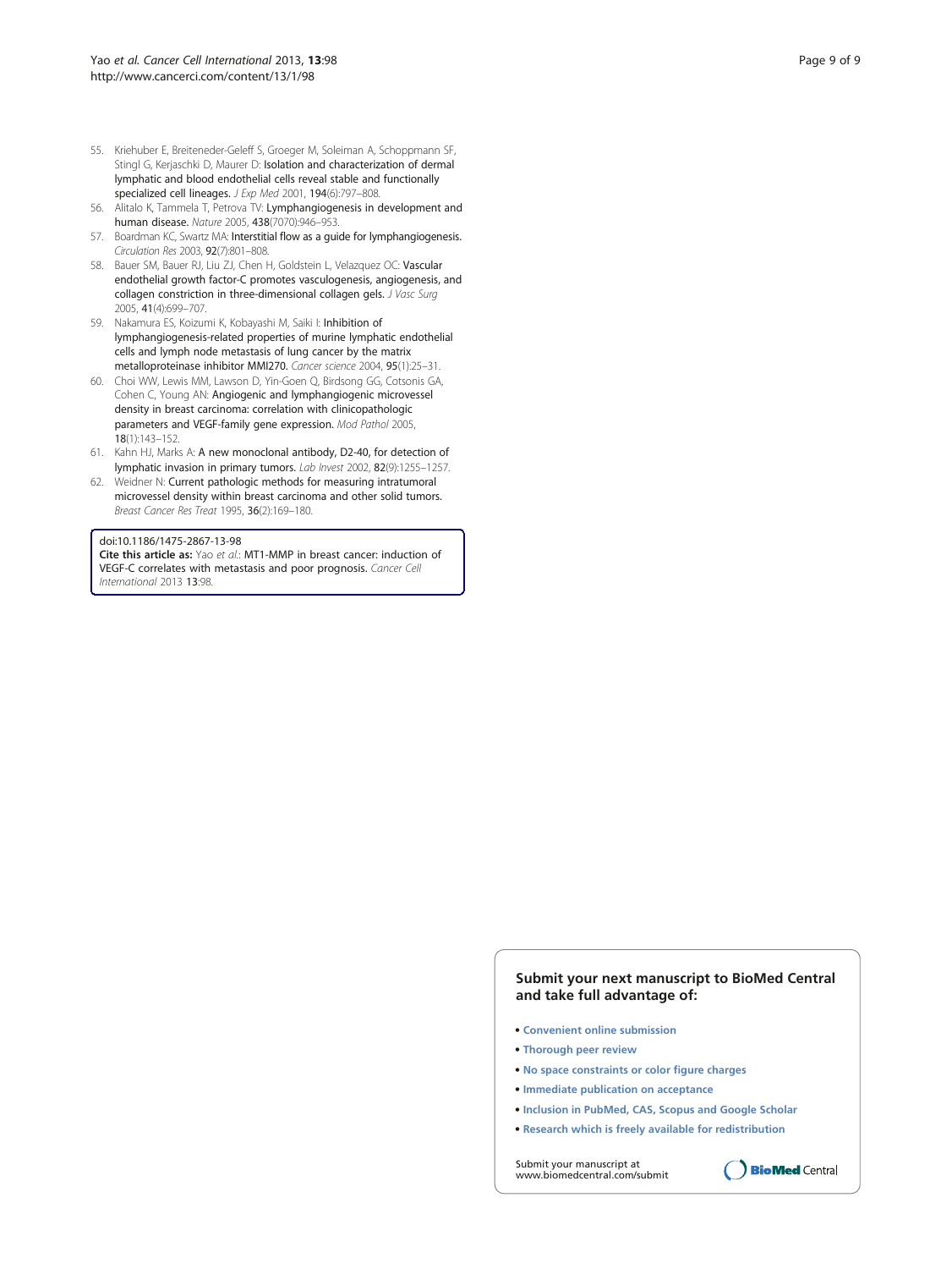55. Kriehuber E, Breiteneder-Geleff S, Groeger M, Soleiman A, Schoppmann SF, Stingl G, Kerjaschki D, Maurer D: **Isolation and characterization of dermal lymphatic and blood endothelial cells reveal stable and functionally specialized cell lineages.** *J Exp Med* 2001, **194**(6):797–808.
56. Alitalo K, Tammela T, Petrova TV: **Lymphangiogenesis in development and human disease.** *Nature* 2005, **438**(7070):946–953.
57. Boardman KC, Swartz MA: **Interstitial flow as a guide for lymphangiogenesis.** *Circulation Res* 2003, **92**(7):801–808.
58. Bauer SM, Bauer RJ, Liu ZJ, Chen H, Goldstein L, Velazquez OC: **Vascular endothelial growth factor-C promotes vasculogenesis, angiogenesis, and collagen constriction in three-dimensional collagen gels.** *J Vasc Surg* 2005, **41**(4):699–707.
59. Nakamura ES, Koizumi K, Kobayashi M, Saiki I: **Inhibition of lymphangiogenesis-related properties of murine lymphatic endothelial cells and lymph node metastasis of lung cancer by the matrix metalloproteinase inhibitor MMI270.** *Cancer science* 2004, **95**(1):25–31.
60. Choi WW, Lewis MM, Lawson D, Yin-Goen Q, Birdsong GG, Cotsonis GA, Cohen C, Young AN: **Angiogenic and lymphangiogenic microvessel density in breast carcinoma: correlation with clinicopathologic parameters and VEGF-family gene expression.** *Mod Pathol* 2005, **18**(1):143–152.
61. Kahn HJ, Marks A: **A new monoclonal antibody, D2-40, for detection of lymphatic invasion in primary tumors.** *Lab Invest* 2002, **82**(9):1255–1257.
62. Weidner N: **Current pathologic methods for measuring intratumoral microvessel density within breast carcinoma and other solid tumors.** *Breast Cancer Res Treat* 1995, **36**(2):169–180.

doi:10.1186/1475-2867-13-98
**Cite this article as:** Yao *et al.*: MT1-MMP in breast cancer: induction of VEGF-C correlates with metastasis and poor prognosis. *Cancer Cell International* 2013 **13**:98.

**Submit your next manuscript to BioMed Central and take full advantage of:**

- **Convenient online submission**
- **Thorough peer review**
- **No space constraints or color figure charges**
- **Immediate publication on acceptance**
- **Inclusion in PubMed, CAS, Scopus and Google Scholar**
- **Research which is freely available for redistribution**

Submit your manuscript at
www.biomedcentral.com/submit

BioMed Central